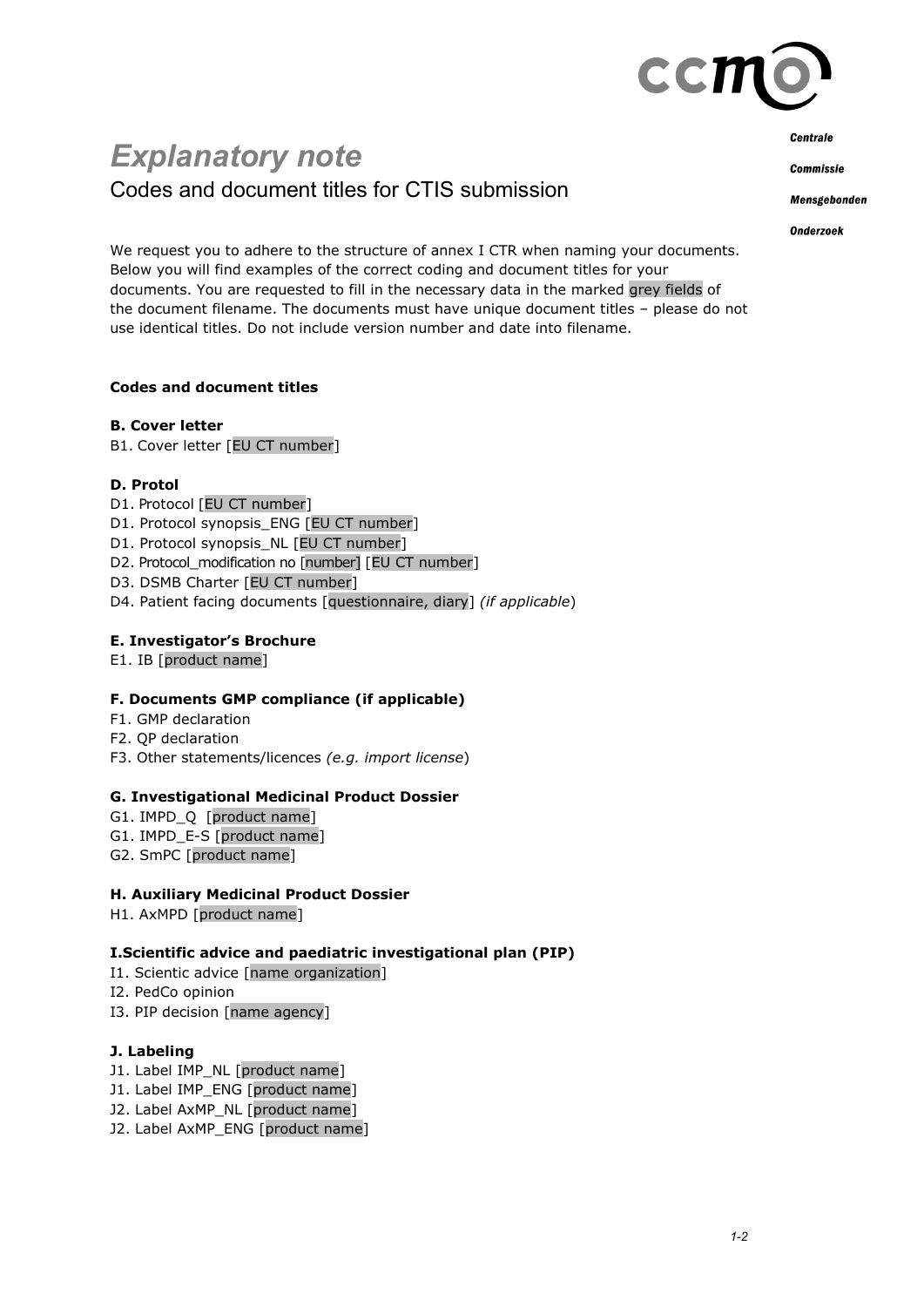# Explanatory note

## Codes and document titles for CTIS submission

We request you to adhere to the structure of annex I CTR when naming your documents. Below you will find examples of the correct coding and document titles for your documents. You are requested to fill in the necessary data in the marked grey fields of the document filename. The documents must have unique document titles – please do not use identical titles. Do not include version number and date into filename.

**Codes and document titles**

**B. Cover letter**

B1. Cover letter [EU CT number]

**D. Protol**

D1. Protocol [EU CT number]
D1. Protocol synopsis_ENG [EU CT number]
D1. Protocol synopsis_NL [EU CT number]
D2. Protocol_modification no [number] [EU CT number]
D3. DSMB Charter [EU CT number]
D4. Patient facing documents [questionnaire, diary] *(if applicable*)

**E. Investigator's Brochure**

E1. IB [product name]

**F. Documents GMP compliance (if applicable)**

F1. GMP declaration
F2. QP declaration
F3. Other statements/licences *(e.g. import license*)

**G. Investigational Medicinal Product Dossier**

G1. IMPD_Q [product name]
G1. IMPD_E-S [product name]
G2. SmPC [product name]

**H. Auxiliary Medicinal Product Dossier**

H1. AxMPD [product name]

**I.Scientific advice and paediatric investigational plan (PIP)**

I1. Scientic advice [name organization]
I2. PedCo opinion
I3. PIP decision [name agency]

**J. Labeling**

J1. Label IMP_NL [product name]
J1. Label IMP_ENG [product name]
J2. Label AxMP_NL [product name]
J2. Label AxMP_ENG [product name]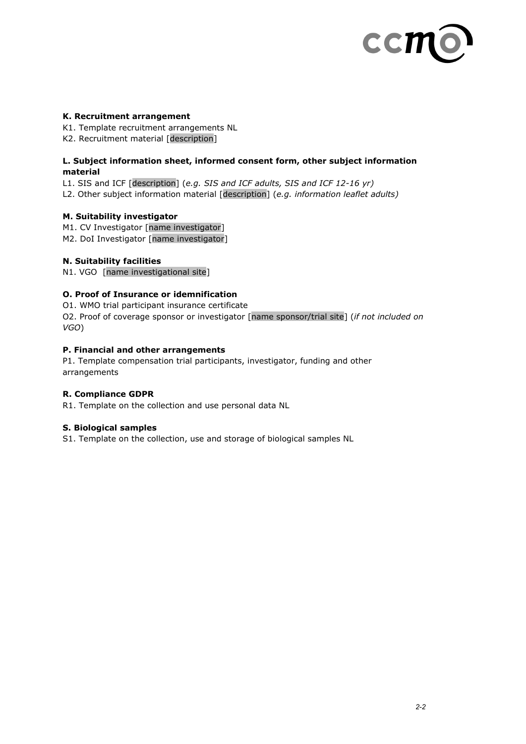**K. Recruitment arrangement**

K1. Template recruitment arrangements NL
K2. Recruitment material [description]

**L. Subject information sheet, informed consent form, other subject information material**

L1. SIS and ICF [description] (*e.g. SIS and ICF adults, SIS and ICF 12-16 yr)*
L2. Other subject information material [description] (*e.g. information leaflet adults)*

**M. Suitability investigator**

M1. CV Investigator [name investigator]
M2. DoI Investigator [name investigator]

**N. Suitability facilities**

N1. VGO [name investigational site]

**O. Proof of Insurance or idemnification**

O1. WMO trial participant insurance certificate
O2. Proof of coverage sponsor or investigator [name sponsor/trial site] (*if not included on VGO*)

**P. Financial and other arrangements**

P1. Template compensation trial participants, investigator, funding and other arrangements

**R. Compliance GDPR**

R1. Template on the collection and use personal data NL

**S. Biological samples**

S1. Template on the collection, use and storage of biological samples NL